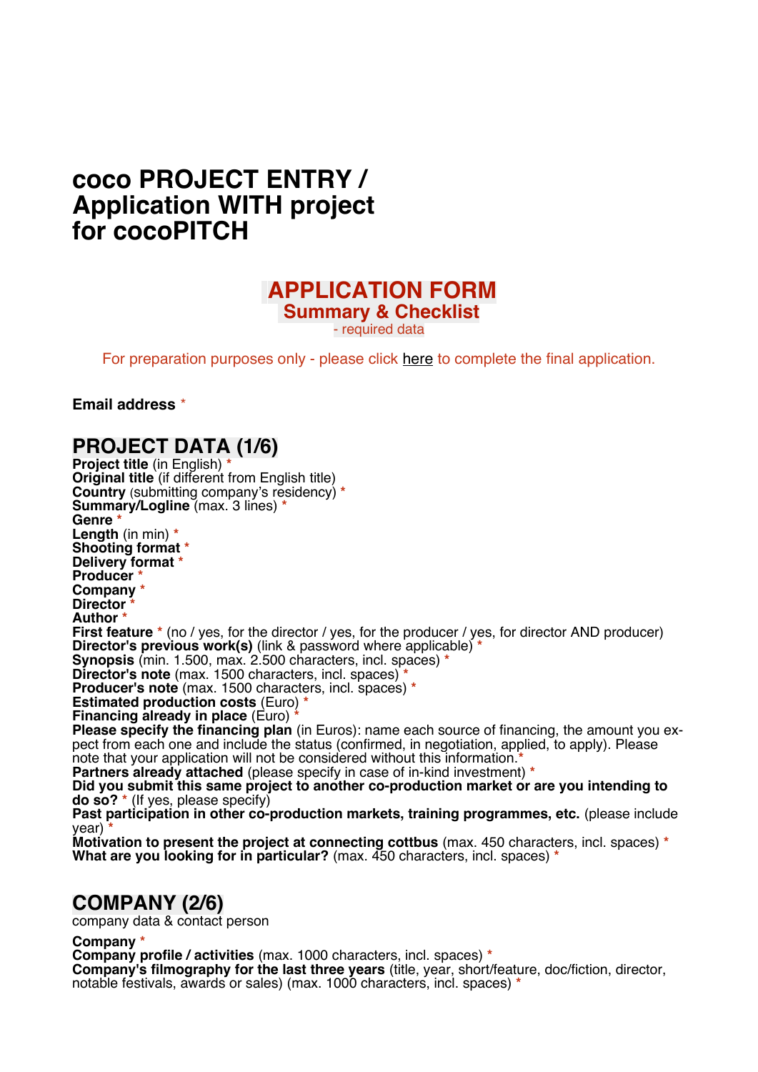# coco PROJECT ENTRY / Application WITH project for cocoPITCH

## APPLICATION FORM

### Summary & Checklist

\* - required data

For preparation purposes only - please click here to complete the final application.

**Email address** *

## PROJECT DATA (1/6)

**Project title** (in English) *
**Original title** (if different from English title)
**Country** (submitting company's residency) *
**Summary/Logline** (max. 3 lines) *
**Genre** *
**Length** (in min) *
**Shooting format** *
**Delivery format** *
**Producer** *
**Company** *
**Director** *
**Author** *
**First feature** * (no / yes, for the director / yes, for the producer / yes, for director AND producer)
**Director's previous work(s)** (link & password where applicable) *
**Synopsis** (min. 1.500, max. 2.500 characters, incl. spaces) *
**Director's note** (max. 1500 characters, incl. spaces) *
**Producer's note** (max. 1500 characters, incl. spaces) *
**Estimated production costs** (Euro) *
**Financing already in place** (Euro) *
**Please specify the financing plan** (in Euros): name each source of financing, the amount you expect from each one and include the status (confirmed, in negotiation, applied, to apply). Please note that your application will not be considered without this information.*
**Partners already attached** (please specify in case of in-kind investment) *
**Did you submit this same project to another co-production market or are you intending to do so?** * (If yes, please specify)
**Past participation in other co-production markets, training programmes, etc.** (please include year) *
**Motivation to present the project at connecting cottbus** (max. 450 characters, incl. spaces) *
**What are you looking for in particular?** (max. 450 characters, incl. spaces) *

## COMPANY (2/6)

company data & contact person

**Company** *
**Company profile / activities** (max. 1000 characters, incl. spaces) *
**Company's filmography for the last three years** (title, year, short/feature, doc/fiction, director, notable festivals, awards or sales) (max. 1000 characters, incl. spaces) *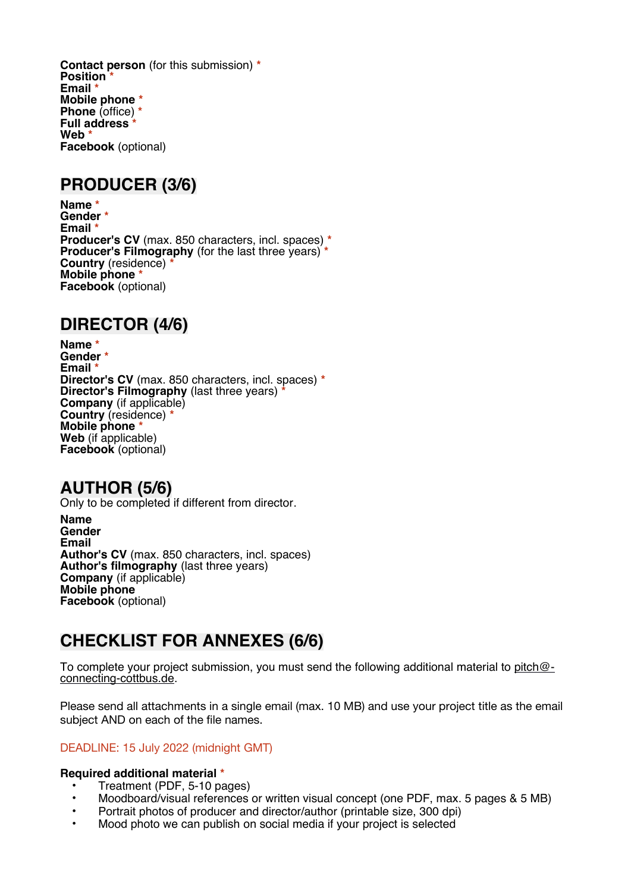**Contact person** (for this submission) *
**Position** *
**Email** *
**Mobile phone** *
**Phone** (office) *
**Full address** *
**Web** *
**Facebook** (optional)

## PRODUCER (3/6)

**Name** *
**Gender** *
**Email** *
**Producer's CV** (max. 850 characters, incl. spaces) *
**Producer's Filmography** (for the last three years) *
**Country** (residence) *
**Mobile phone** *
**Facebook** (optional)

## DIRECTOR (4/6)

**Name** *
**Gender** *
**Email** *
**Director's CV** (max. 850 characters, incl. spaces) *
**Director's Filmography** (last three years) *
**Company** (if applicable)
**Country** (residence) *
**Mobile phone** *
**Web** (if applicable)
**Facebook** (optional)

## AUTHOR (5/6)

Only to be completed if different from director.

**Name**
**Gender**
**Email**
**Author's CV** (max. 850 characters, incl. spaces)
**Author's filmography** (last three years)
**Company** (if applicable)
**Mobile phone**
**Facebook** (optional)

## CHECKLIST FOR ANNEXES (6/6)

To complete your project submission, you must send the following additional material to pitch@-connecting-cottbus.de.

Please send all attachments in a single email (max. 10 MB) and use your project title as the email subject AND on each of the file names.

DEADLINE: 15 July 2022 (midnight GMT)

**Required additional material** *

- Treatment (PDF, 5-10 pages)
- Moodboard/visual references or written visual concept (one PDF, max. 5 pages & 5 MB)
- Portrait photos of producer and director/author (printable size, 300 dpi)
- Mood photo we can publish on social media if your project is selected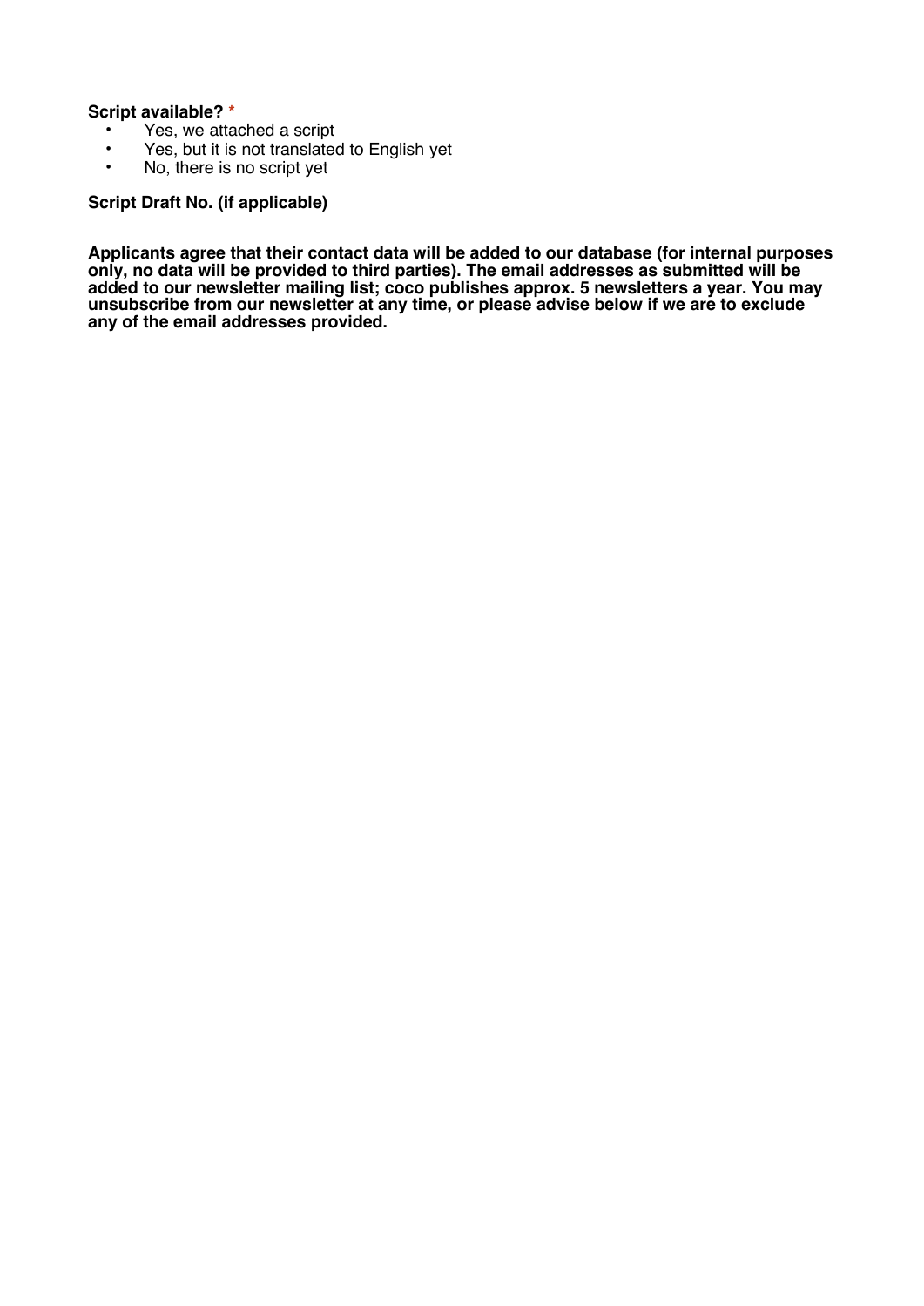**Script available? ***

- Yes, we attached a script
- Yes, but it is not translated to English yet
- No, there is no script yet

**Script Draft No. (if applicable)**

**Applicants agree that their contact data will be added to our database (for internal purposes only, no data will be provided to third parties). The email addresses as submitted will be added to our newsletter mailing list; coco publishes approx. 5 newsletters a year. You may unsubscribe from our newsletter at any time, or please advise below if we are to exclude any of the email addresses provided.**